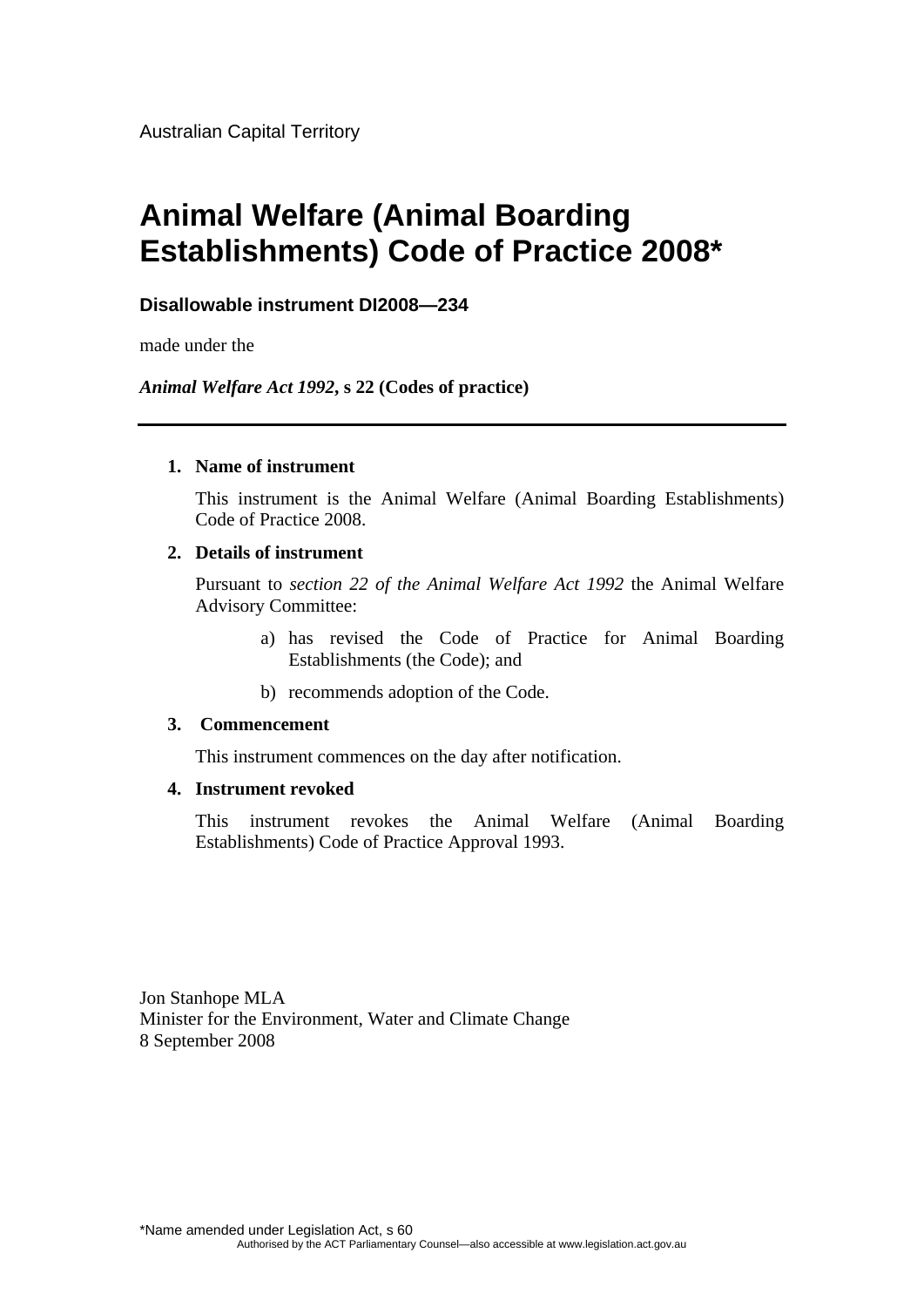Australian Capital Territory

# Animal Welfare (Animal Boarding Establishments) Code of Practice 2008*

**Disallowable instrument DI2008—234**

made under the

***Animal Welfare Act 1992*, s 22 (Codes of practice)**

---

**1. Name of instrument**

This instrument is the Animal Welfare (Animal Boarding Establishments) Code of Practice 2008.

**2. Details of instrument**

Pursuant to *section 22 of the Animal Welfare Act 1992* the Animal Welfare Advisory Committee:

a) has revised the Code of Practice for Animal Boarding Establishments (the Code); and

b) recommends adoption of the Code.

**3. Commencement**

This instrument commences on the day after notification.

**4. Instrument revoked**

This instrument revokes the Animal Welfare (Animal Boarding Establishments) Code of Practice Approval 1993.

Jon Stanhope MLA
Minister for the Environment, Water and Climate Change
8 September 2008

*Name amended under Legislation Act, s 60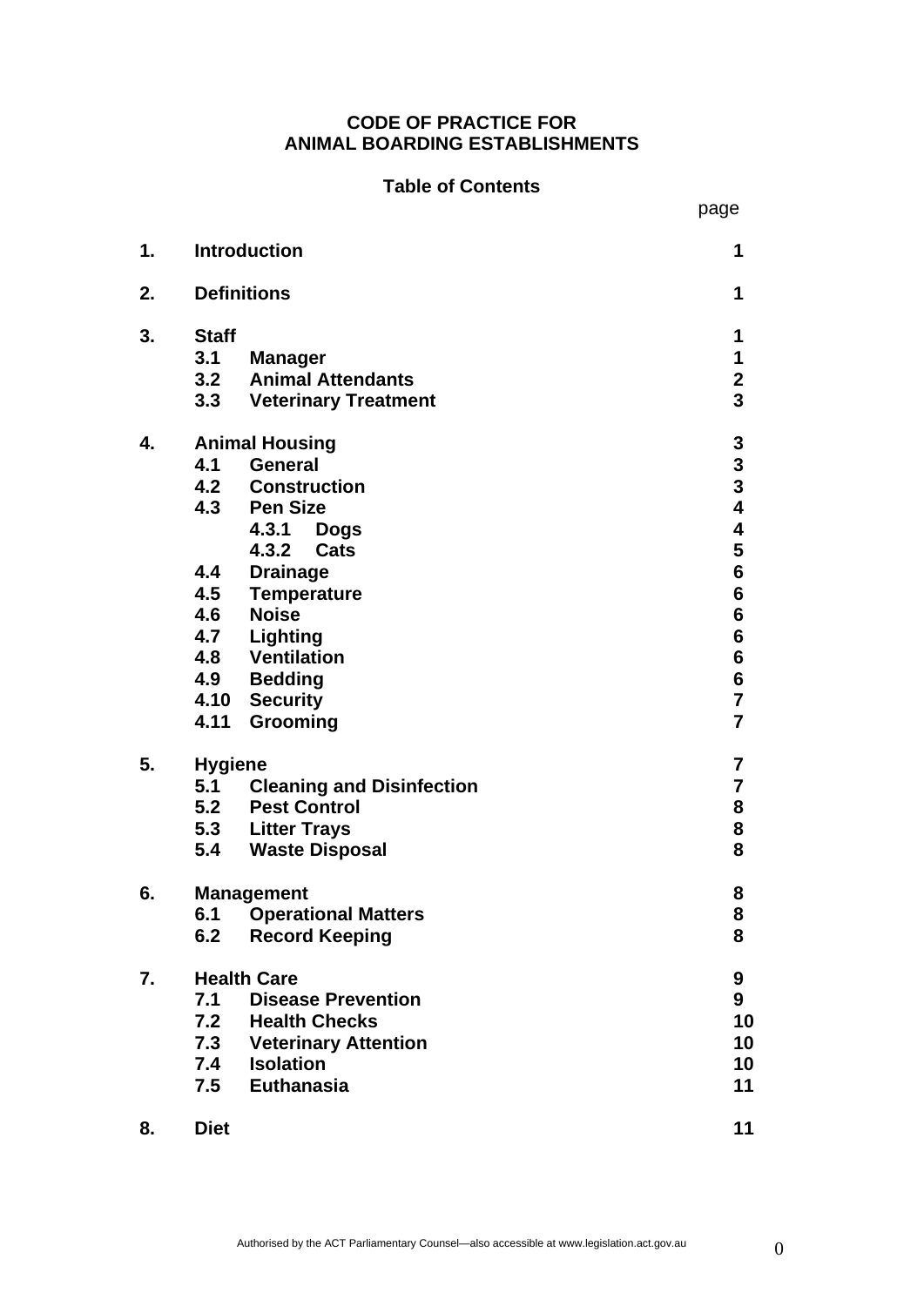**CODE OF PRACTICE FOR ANIMAL BOARDING ESTABLISHMENTS**

**Table of Contents**

| | | page |
|---|---|---|
| **1.** | **Introduction** | **1** |
| **2.** | **Definitions** | **1** |
| **3.** | **Staff** | **1** |
| | **3.1 Manager** | **1** |
| | **3.2 Animal Attendants** | **2** |
| | **3.3 Veterinary Treatment** | **3** |
| **4.** | **Animal Housing** | **3** |
| | **4.1 General** | **3** |
| | **4.2 Construction** | **3** |
| | **4.3 Pen Size** | **4** |
| | **4.3.1 Dogs** | **4** |
| | **4.3.2 Cats** | **5** |
| | **4.4 Drainage** | **6** |
| | **4.5 Temperature** | **6** |
| | **4.6 Noise** | **6** |
| | **4.7 Lighting** | **6** |
| | **4.8 Ventilation** | **6** |
| | **4.9 Bedding** | **6** |
| | **4.10 Security** | **7** |
| | **4.11 Grooming** | **7** |
| **5.** | **Hygiene** | **7** |
| | **5.1 Cleaning and Disinfection** | **7** |
| | **5.2 Pest Control** | **8** |
| | **5.3 Litter Trays** | **8** |
| | **5.4 Waste Disposal** | **8** |
| **6.** | **Management** | **8** |
| | **6.1 Operational Matters** | **8** |
| | **6.2 Record Keeping** | **8** |
| **7.** | **Health Care** | **9** |
| | **7.1 Disease Prevention** | **9** |
| | **7.2 Health Checks** | **10** |
| | **7.3 Veterinary Attention** | **10** |
| | **7.4 Isolation** | **10** |
| | **7.5 Euthanasia** | **11** |
| **8.** | **Diet** | **11** |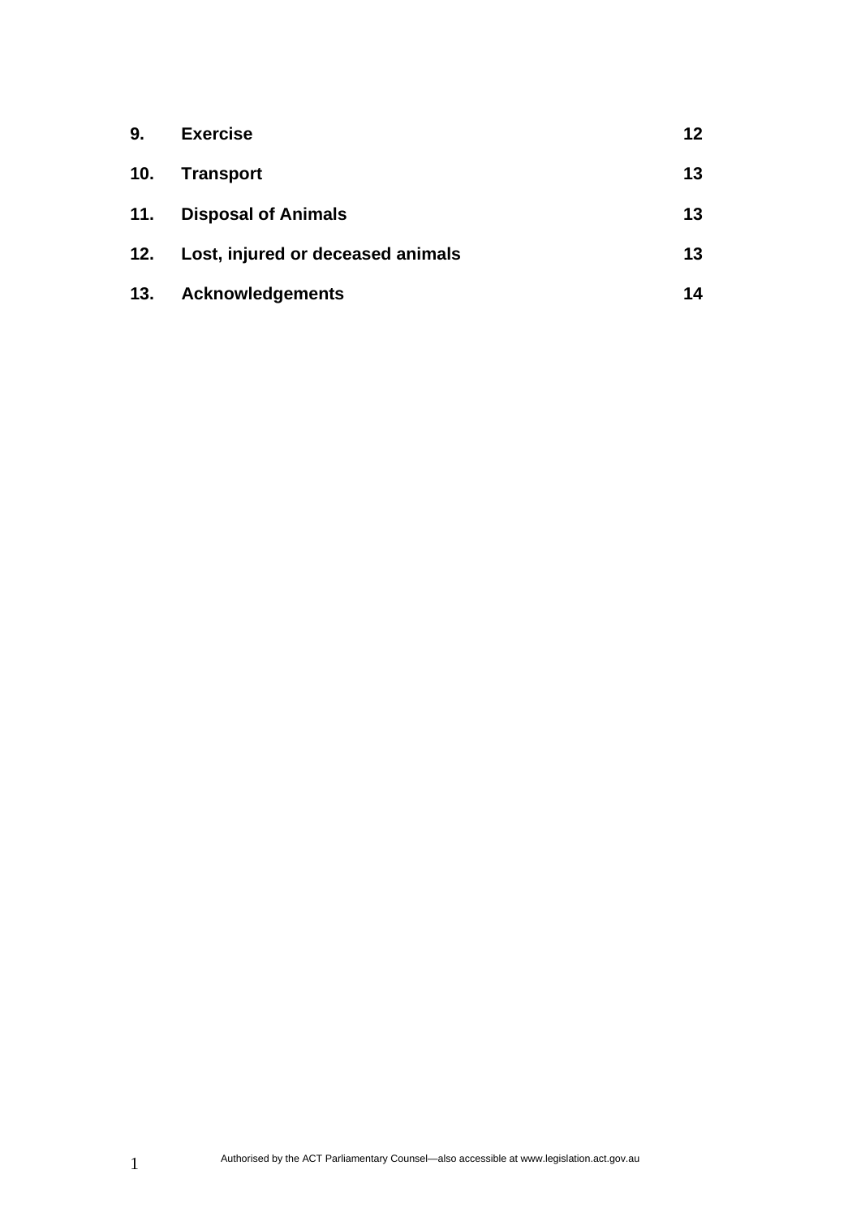| | | |
|---|---|---|
| **9.** | **Exercise** | **12** |
| **10.** | **Transport** | **13** |
| **11.** | **Disposal of Animals** | **13** |
| **12.** | **Lost, injured or deceased animals** | **13** |
| **13.** | **Acknowledgements** | **14** |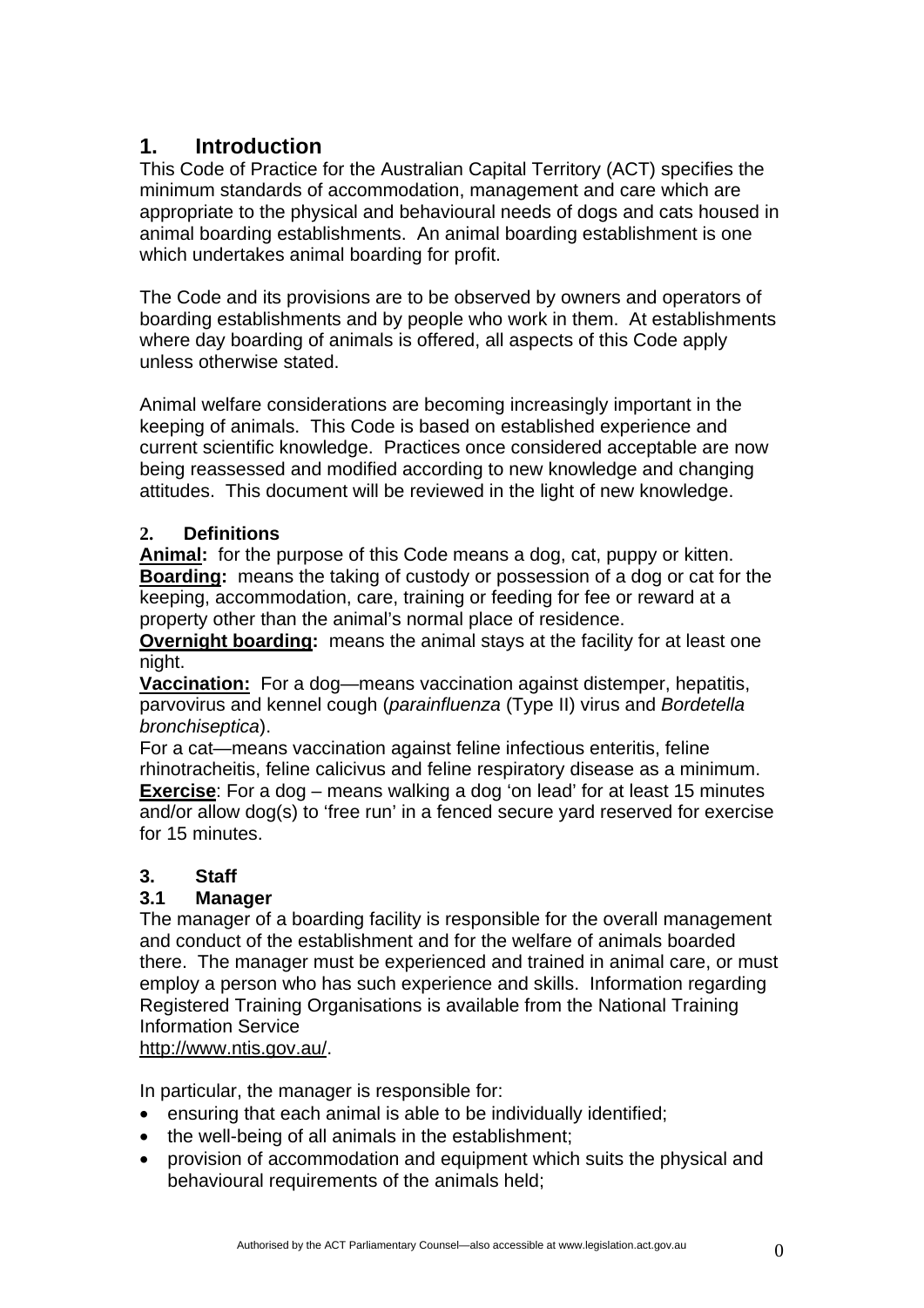## 1. Introduction

This Code of Practice for the Australian Capital Territory (ACT) specifies the minimum standards of accommodation, management and care which are appropriate to the physical and behavioural needs of dogs and cats housed in animal boarding establishments. An animal boarding establishment is one which undertakes animal boarding for profit.

The Code and its provisions are to be observed by owners and operators of boarding establishments and by people who work in them. At establishments where day boarding of animals is offered, all aspects of this Code apply unless otherwise stated.

Animal welfare considerations are becoming increasingly important in the keeping of animals. This Code is based on established experience and current scientific knowledge. Practices once considered acceptable are now being reassessed and modified according to new knowledge and changing attitudes. This document will be reviewed in the light of new knowledge.

## 2. Definitions

**Animal:** for the purpose of this Code means a dog, cat, puppy or kitten.
**Boarding:** means the taking of custody or possession of a dog or cat for the keeping, accommodation, care, training or feeding for fee or reward at a property other than the animal's normal place of residence.
**Overnight boarding:** means the animal stays at the facility for at least one night.
**Vaccination:** For a dog—means vaccination against distemper, hepatitis, parvovirus and kennel cough (*parainfluenza* (Type II) virus and *Bordetella bronchiseptica*).
For a cat—means vaccination against feline infectious enteritis, feline rhinotracheitis, feline calicivus and feline respiratory disease as a minimum.
**Exercise**: For a dog – means walking a dog 'on lead' for at least 15 minutes and/or allow dog(s) to 'free run' in a fenced secure yard reserved for exercise for 15 minutes.

## 3. Staff

### 3.1 Manager

The manager of a boarding facility is responsible for the overall management and conduct of the establishment and for the welfare of animals boarded there. The manager must be experienced and trained in animal care, or must employ a person who has such experience and skills. Information regarding Registered Training Organisations is available from the National Training Information Service
http://www.ntis.gov.au/.

In particular, the manager is responsible for:

- ensuring that each animal is able to be individually identified;
- the well-being of all animals in the establishment;
- provision of accommodation and equipment which suits the physical and behavioural requirements of the animals held;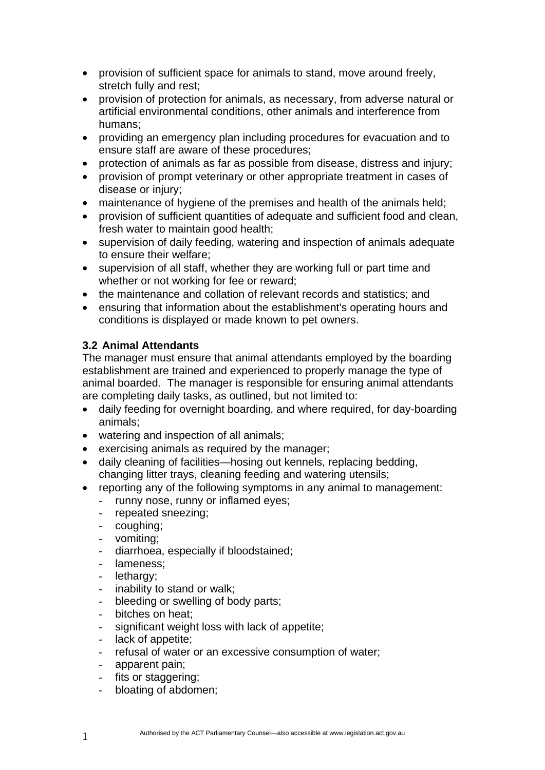- provision of sufficient space for animals to stand, move around freely, stretch fully and rest;
- provision of protection for animals, as necessary, from adverse natural or artificial environmental conditions, other animals and interference from humans;
- providing an emergency plan including procedures for evacuation and to ensure staff are aware of these procedures;
- protection of animals as far as possible from disease, distress and injury;
- provision of prompt veterinary or other appropriate treatment in cases of disease or injury;
- maintenance of hygiene of the premises and health of the animals held;
- provision of sufficient quantities of adequate and sufficient food and clean, fresh water to maintain good health;
- supervision of daily feeding, watering and inspection of animals adequate to ensure their welfare;
- supervision of all staff, whether they are working full or part time and whether or not working for fee or reward;
- the maintenance and collation of relevant records and statistics; and
- ensuring that information about the establishment's operating hours and conditions is displayed or made known to pet owners.

### 3.2 Animal Attendants

The manager must ensure that animal attendants employed by the boarding establishment are trained and experienced to properly manage the type of animal boarded. The manager is responsible for ensuring animal attendants are completing daily tasks, as outlined, but not limited to:

- daily feeding for overnight boarding, and where required, for day-boarding animals;
- watering and inspection of all animals;
- exercising animals as required by the manager;
- daily cleaning of facilities—hosing out kennels, replacing bedding, changing litter trays, cleaning feeding and watering utensils;
- reporting any of the following symptoms in any animal to management:
  - runny nose, runny or inflamed eyes;
  - repeated sneezing;
  - coughing;
  - vomiting;
  - diarrhoea, especially if bloodstained;
  - lameness;
  - lethargy;
  - inability to stand or walk;
  - bleeding or swelling of body parts;
  - bitches on heat;
  - significant weight loss with lack of appetite;
  - lack of appetite;
  - refusal of water or an excessive consumption of water;
  - apparent pain;
  - fits or staggering;
  - bloating of abdomen;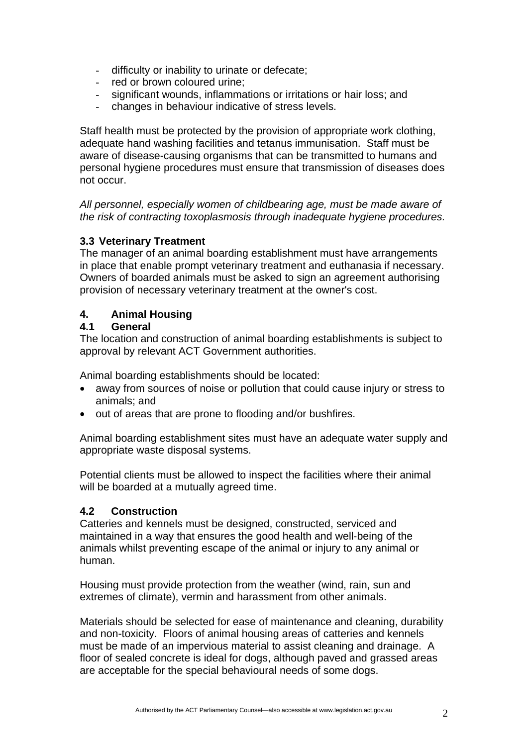- difficulty or inability to urinate or defecate;
- red or brown coloured urine;
- significant wounds, inflammations or irritations or hair loss; and
- changes in behaviour indicative of stress levels.

Staff health must be protected by the provision of appropriate work clothing, adequate hand washing facilities and tetanus immunisation. Staff must be aware of disease-causing organisms that can be transmitted to humans and personal hygiene procedures must ensure that transmission of diseases does not occur.

*All personnel, especially women of childbearing age, must be made aware of the risk of contracting toxoplasmosis through inadequate hygiene procedures.*

### 3.3 Veterinary Treatment

The manager of an animal boarding establishment must have arrangements in place that enable prompt veterinary treatment and euthanasia if necessary. Owners of boarded animals must be asked to sign an agreement authorising provision of necessary veterinary treatment at the owner's cost.

## 4. Animal Housing

### 4.1 General

The location and construction of animal boarding establishments is subject to approval by relevant ACT Government authorities.

Animal boarding establishments should be located:

- away from sources of noise or pollution that could cause injury or stress to animals; and
- out of areas that are prone to flooding and/or bushfires.

Animal boarding establishment sites must have an adequate water supply and appropriate waste disposal systems.

Potential clients must be allowed to inspect the facilities where their animal will be boarded at a mutually agreed time.

### 4.2 Construction

Catteries and kennels must be designed, constructed, serviced and maintained in a way that ensures the good health and well-being of the animals whilst preventing escape of the animal or injury to any animal or human.

Housing must provide protection from the weather (wind, rain, sun and extremes of climate), vermin and harassment from other animals.

Materials should be selected for ease of maintenance and cleaning, durability and non-toxicity. Floors of animal housing areas of catteries and kennels must be made of an impervious material to assist cleaning and drainage. A floor of sealed concrete is ideal for dogs, although paved and grassed areas are acceptable for the special behavioural needs of some dogs.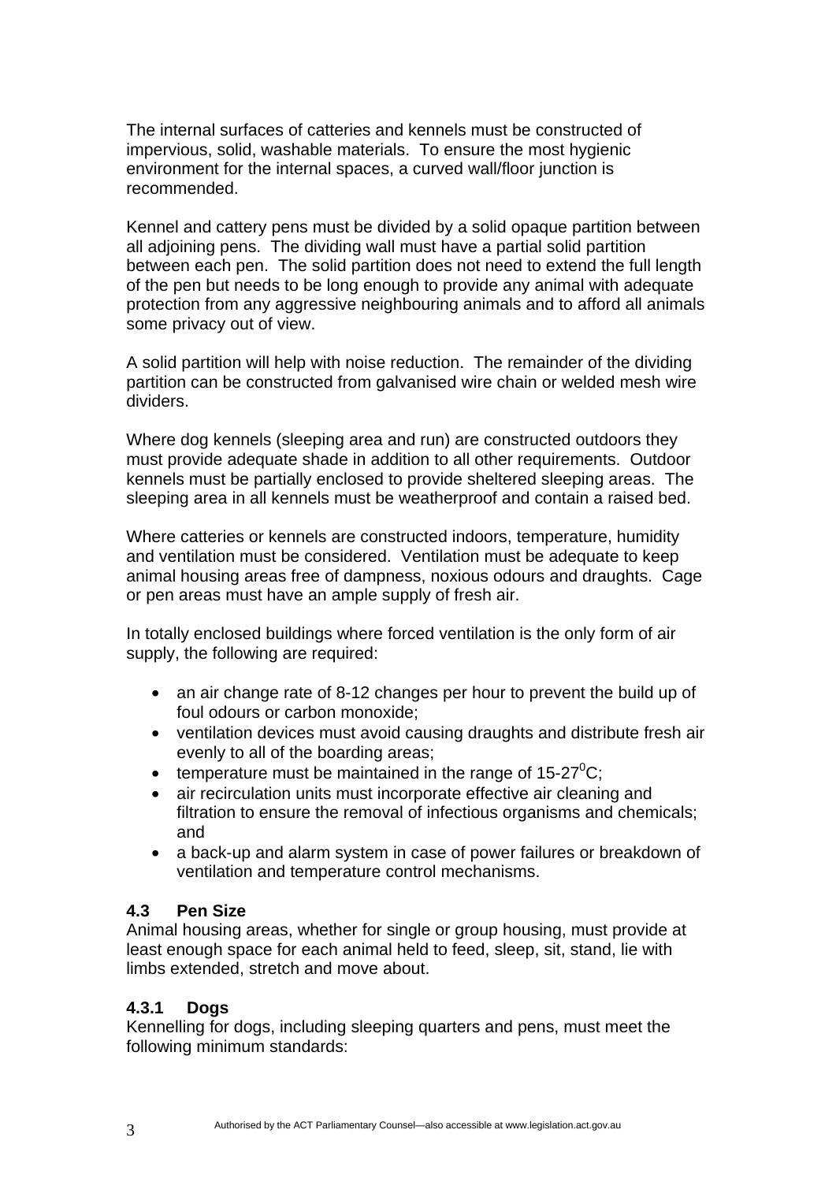The internal surfaces of catteries and kennels must be constructed of impervious, solid, washable materials. To ensure the most hygienic environment for the internal spaces, a curved wall/floor junction is recommended.

Kennel and cattery pens must be divided by a solid opaque partition between all adjoining pens. The dividing wall must have a partial solid partition between each pen. The solid partition does not need to extend the full length of the pen but needs to be long enough to provide any animal with adequate protection from any aggressive neighbouring animals and to afford all animals some privacy out of view.

A solid partition will help with noise reduction. The remainder of the dividing partition can be constructed from galvanised wire chain or welded mesh wire dividers.

Where dog kennels (sleeping area and run) are constructed outdoors they must provide adequate shade in addition to all other requirements. Outdoor kennels must be partially enclosed to provide sheltered sleeping areas. The sleeping area in all kennels must be weatherproof and contain a raised bed.

Where catteries or kennels are constructed indoors, temperature, humidity and ventilation must be considered. Ventilation must be adequate to keep animal housing areas free of dampness, noxious odours and draughts. Cage or pen areas must have an ample supply of fresh air.

In totally enclosed buildings where forced ventilation is the only form of air supply, the following are required:

- an air change rate of 8-12 changes per hour to prevent the build up of foul odours or carbon monoxide;
- ventilation devices must avoid causing draughts and distribute fresh air evenly to all of the boarding areas;
- temperature must be maintained in the range of 15-27$^0$C;
- air recirculation units must incorporate effective air cleaning and filtration to ensure the removal of infectious organisms and chemicals; and
- a back-up and alarm system in case of power failures or breakdown of ventilation and temperature control mechanisms.

### 4.3 Pen Size

Animal housing areas, whether for single or group housing, must provide at least enough space for each animal held to feed, sleep, sit, stand, lie with limbs extended, stretch and move about.

#### 4.3.1 Dogs

Kennelling for dogs, including sleeping quarters and pens, must meet the following minimum standards: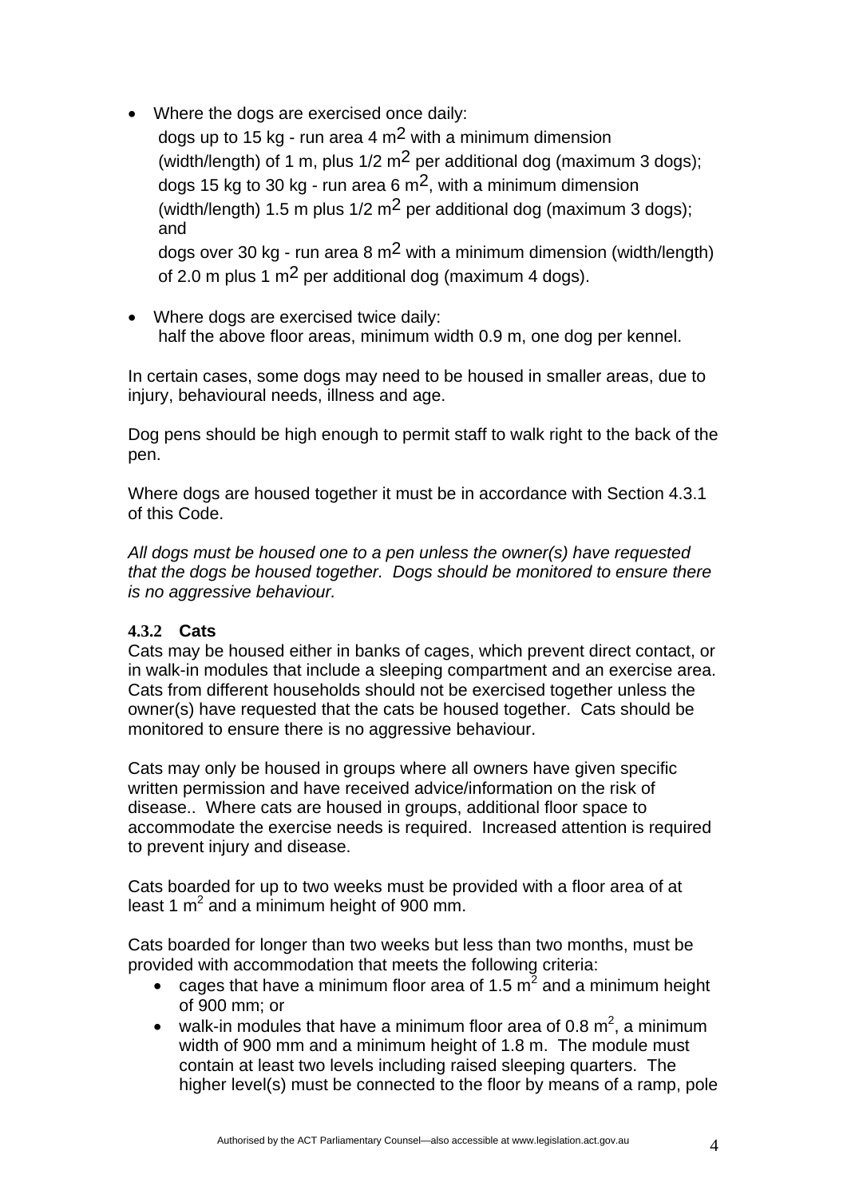- Where the dogs are exercised once daily:
  dogs up to 15 kg - run area 4 $m^2$ with a minimum dimension (width/length) of 1 m, plus 1/2 $m^2$ per additional dog (maximum 3 dogs);
  dogs 15 kg to 30 kg - run area 6 $m^2$, with a minimum dimension (width/length) 1.5 m plus 1/2 $m^2$ per additional dog (maximum 3 dogs); and
  dogs over 30 kg - run area 8 $m^2$ with a minimum dimension (width/length) of 2.0 m plus 1 $m^2$ per additional dog (maximum 4 dogs).
- Where dogs are exercised twice daily:
  half the above floor areas, minimum width 0.9 m, one dog per kennel.

In certain cases, some dogs may need to be housed in smaller areas, due to injury, behavioural needs, illness and age.

Dog pens should be high enough to permit staff to walk right to the back of the pen.

Where dogs are housed together it must be in accordance with Section 4.3.1 of this Code.

*All dogs must be housed one to a pen unless the owner(s) have requested that the dogs be housed together. Dogs should be monitored to ensure there is no aggressive behaviour.*

#### 4.3.2 Cats

Cats may be housed either in banks of cages, which prevent direct contact, or in walk-in modules that include a sleeping compartment and an exercise area. Cats from different households should not be exercised together unless the owner(s) have requested that the cats be housed together. Cats should be monitored to ensure there is no aggressive behaviour.

Cats may only be housed in groups where all owners have given specific written permission and have received advice/information on the risk of disease.. Where cats are housed in groups, additional floor space to accommodate the exercise needs is required. Increased attention is required to prevent injury and disease.

Cats boarded for up to two weeks must be provided with a floor area of at least 1 $m^2$ and a minimum height of 900 mm.

Cats boarded for longer than two weeks but less than two months, must be provided with accommodation that meets the following criteria:

- cages that have a minimum floor area of 1.5 $m^2$ and a minimum height of 900 mm; or
- walk-in modules that have a minimum floor area of 0.8 $m^2$, a minimum width of 900 mm and a minimum height of 1.8 m. The module must contain at least two levels including raised sleeping quarters. The higher level(s) must be connected to the floor by means of a ramp, pole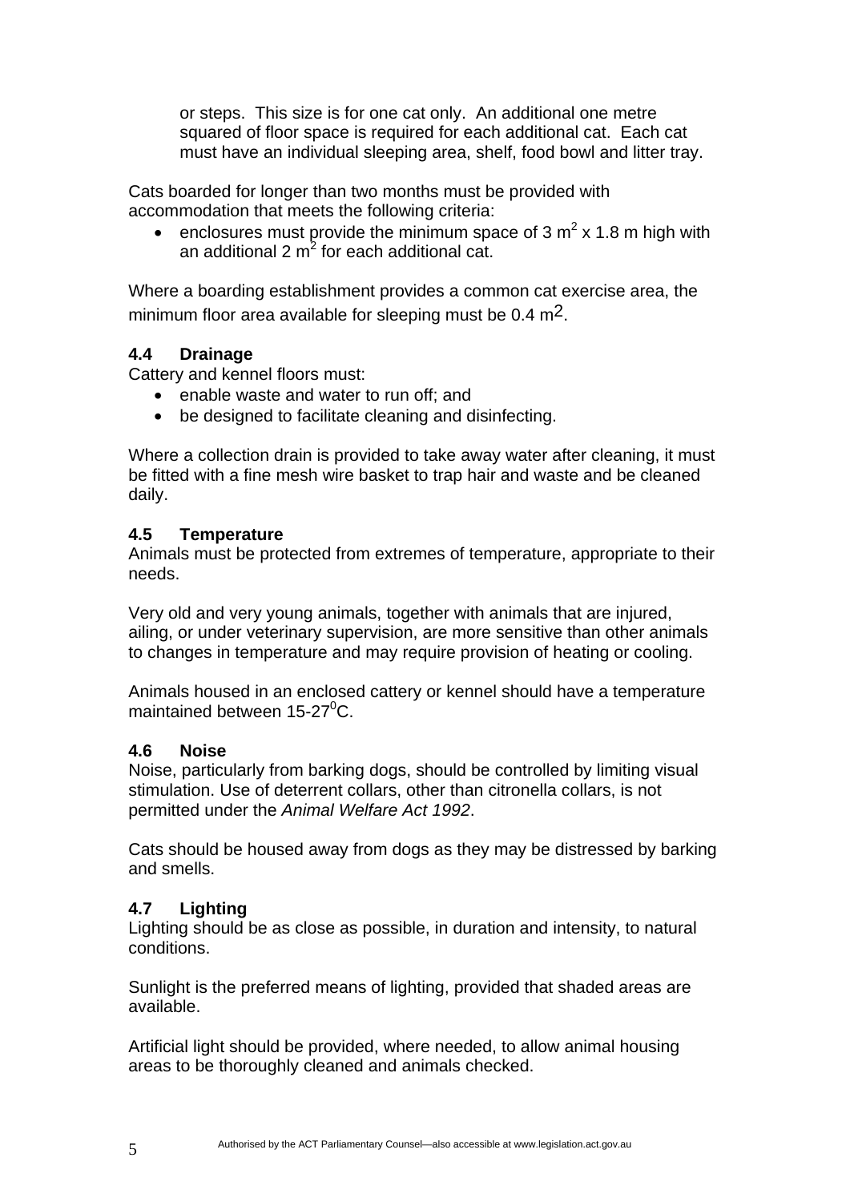or steps. This size is for one cat only. An additional one metre squared of floor space is required for each additional cat. Each cat must have an individual sleeping area, shelf, food bowl and litter tray.

Cats boarded for longer than two months must be provided with accommodation that meets the following criteria:

- enclosures must provide the minimum space of 3 $m^2$ x 1.8 m high with an additional 2 $m^2$ for each additional cat.

Where a boarding establishment provides a common cat exercise area, the minimum floor area available for sleeping must be 0.4 $m^2$.

### 4.4 Drainage

Cattery and kennel floors must:

- enable waste and water to run off; and
- be designed to facilitate cleaning and disinfecting.

Where a collection drain is provided to take away water after cleaning, it must be fitted with a fine mesh wire basket to trap hair and waste and be cleaned daily.

### 4.5 Temperature

Animals must be protected from extremes of temperature, appropriate to their needs.

Very old and very young animals, together with animals that are injured, ailing, or under veterinary supervision, are more sensitive than other animals to changes in temperature and may require provision of heating or cooling.

Animals housed in an enclosed cattery or kennel should have a temperature maintained between 15-27$^0$C.

### 4.6 Noise

Noise, particularly from barking dogs, should be controlled by limiting visual stimulation. Use of deterrent collars, other than citronella collars, is not permitted under the *Animal Welfare Act 1992*.

Cats should be housed away from dogs as they may be distressed by barking and smells.

### 4.7 Lighting

Lighting should be as close as possible, in duration and intensity, to natural conditions.

Sunlight is the preferred means of lighting, provided that shaded areas are available.

Artificial light should be provided, where needed, to allow animal housing areas to be thoroughly cleaned and animals checked.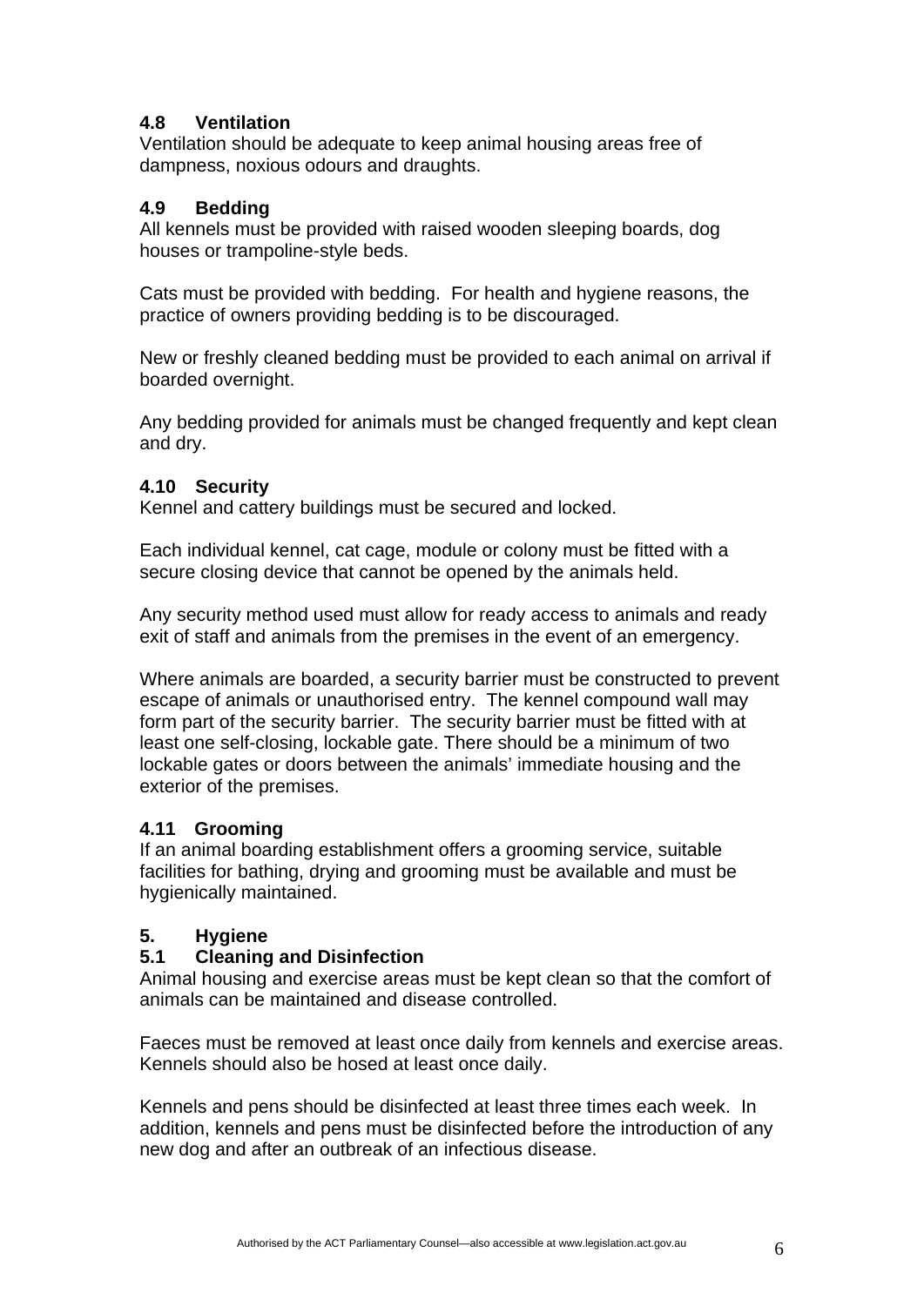### 4.8 Ventilation

Ventilation should be adequate to keep animal housing areas free of dampness, noxious odours and draughts.

### 4.9 Bedding

All kennels must be provided with raised wooden sleeping boards, dog houses or trampoline-style beds.

Cats must be provided with bedding. For health and hygiene reasons, the practice of owners providing bedding is to be discouraged.

New or freshly cleaned bedding must be provided to each animal on arrival if boarded overnight.

Any bedding provided for animals must be changed frequently and kept clean and dry.

### 4.10 Security

Kennel and cattery buildings must be secured and locked.

Each individual kennel, cat cage, module or colony must be fitted with a secure closing device that cannot be opened by the animals held.

Any security method used must allow for ready access to animals and ready exit of staff and animals from the premises in the event of an emergency.

Where animals are boarded, a security barrier must be constructed to prevent escape of animals or unauthorised entry. The kennel compound wall may form part of the security barrier. The security barrier must be fitted with at least one self-closing, lockable gate. There should be a minimum of two lockable gates or doors between the animals' immediate housing and the exterior of the premises.

### 4.11 Grooming

If an animal boarding establishment offers a grooming service, suitable facilities for bathing, drying and grooming must be available and must be hygienically maintained.

## 5. Hygiene

### 5.1 Cleaning and Disinfection

Animal housing and exercise areas must be kept clean so that the comfort of animals can be maintained and disease controlled.

Faeces must be removed at least once daily from kennels and exercise areas. Kennels should also be hosed at least once daily.

Kennels and pens should be disinfected at least three times each week. In addition, kennels and pens must be disinfected before the introduction of any new dog and after an outbreak of an infectious disease.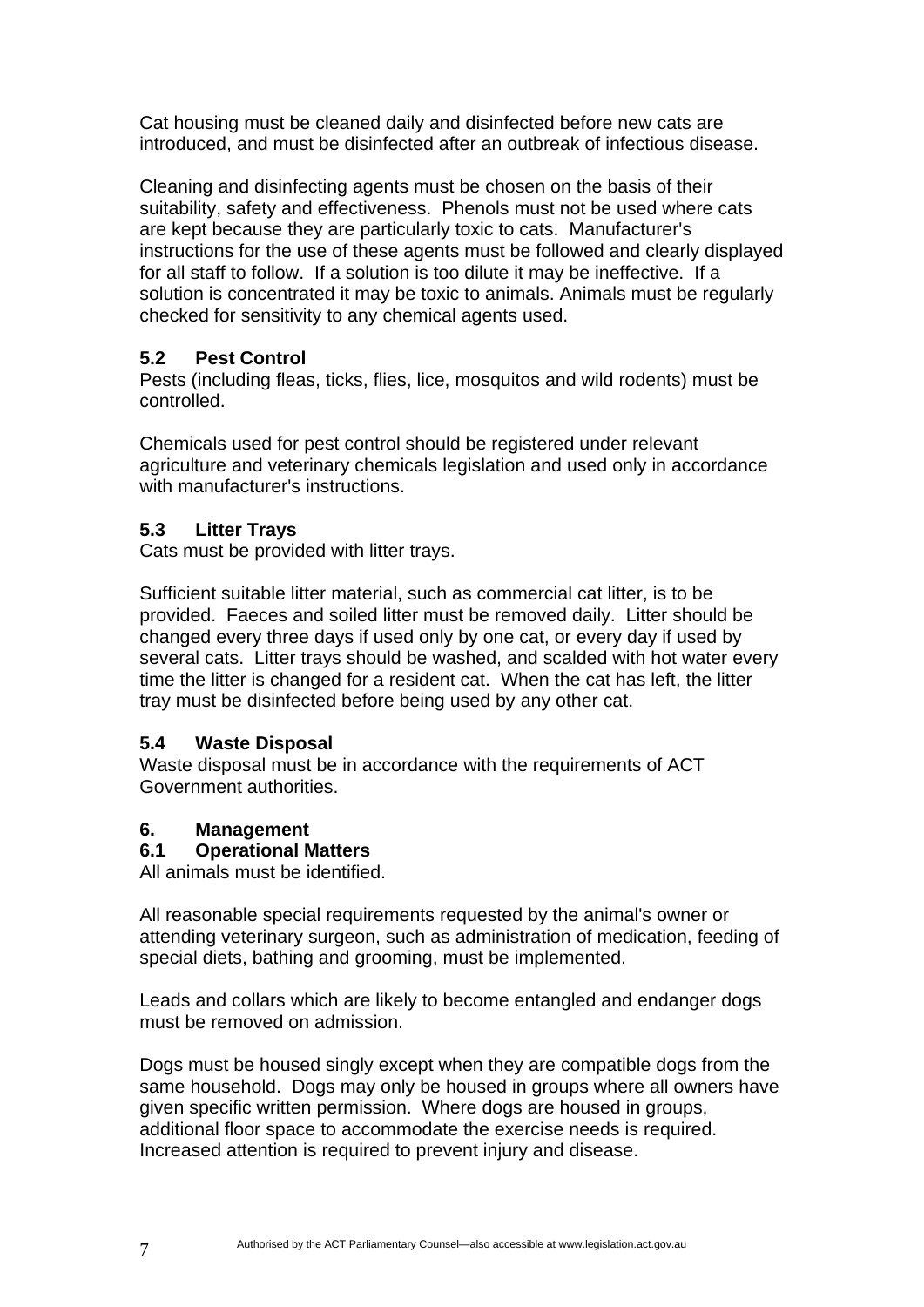Cat housing must be cleaned daily and disinfected before new cats are introduced, and must be disinfected after an outbreak of infectious disease.

Cleaning and disinfecting agents must be chosen on the basis of their suitability, safety and effectiveness. Phenols must not be used where cats are kept because they are particularly toxic to cats. Manufacturer's instructions for the use of these agents must be followed and clearly displayed for all staff to follow. If a solution is too dilute it may be ineffective. If a solution is concentrated it may be toxic to animals. Animals must be regularly checked for sensitivity to any chemical agents used.

### 5.2 Pest Control

Pests (including fleas, ticks, flies, lice, mosquitos and wild rodents) must be controlled.

Chemicals used for pest control should be registered under relevant agriculture and veterinary chemicals legislation and used only in accordance with manufacturer's instructions.

### 5.3 Litter Trays

Cats must be provided with litter trays.

Sufficient suitable litter material, such as commercial cat litter, is to be provided. Faeces and soiled litter must be removed daily. Litter should be changed every three days if used only by one cat, or every day if used by several cats. Litter trays should be washed, and scalded with hot water every time the litter is changed for a resident cat. When the cat has left, the litter tray must be disinfected before being used by any other cat.

### 5.4 Waste Disposal

Waste disposal must be in accordance with the requirements of ACT Government authorities.

## 6. Management

### 6.1 Operational Matters

All animals must be identified.

All reasonable special requirements requested by the animal's owner or attending veterinary surgeon, such as administration of medication, feeding of special diets, bathing and grooming, must be implemented.

Leads and collars which are likely to become entangled and endanger dogs must be removed on admission.

Dogs must be housed singly except when they are compatible dogs from the same household. Dogs may only be housed in groups where all owners have given specific written permission. Where dogs are housed in groups, additional floor space to accommodate the exercise needs is required. Increased attention is required to prevent injury and disease.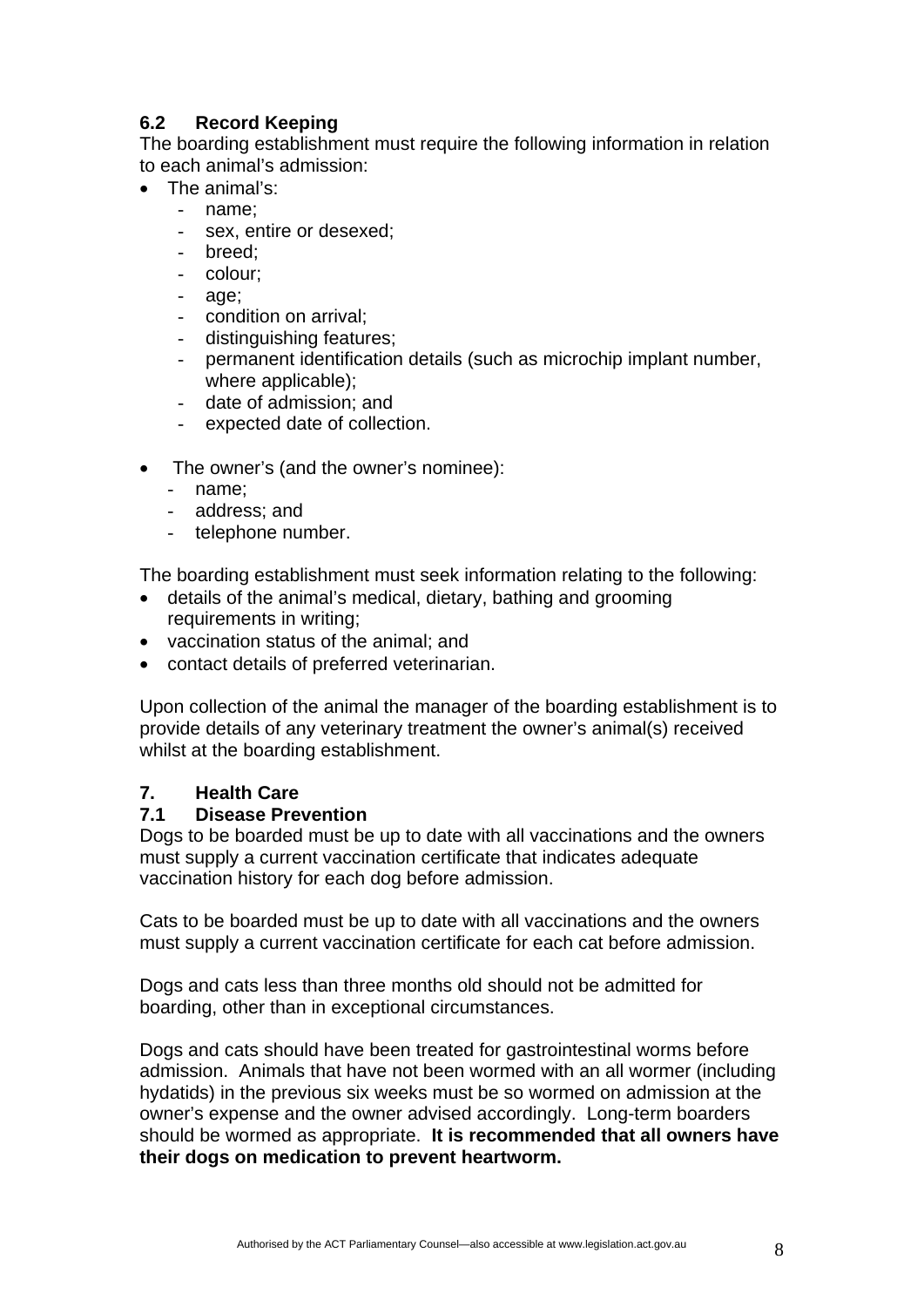### 6.2 Record Keeping

The boarding establishment must require the following information in relation to each animal's admission:

- The animal's:
  - name;
  - sex, entire or desexed;
  - breed;
  - colour;
  - age;
  - condition on arrival;
  - distinguishing features;
  - permanent identification details (such as microchip implant number, where applicable);
  - date of admission; and
  - expected date of collection.

- The owner's (and the owner's nominee):
  - name;
  - address; and
  - telephone number.

The boarding establishment must seek information relating to the following:

- details of the animal's medical, dietary, bathing and grooming requirements in writing;
- vaccination status of the animal; and
- contact details of preferred veterinarian.

Upon collection of the animal the manager of the boarding establishment is to provide details of any veterinary treatment the owner's animal(s) received whilst at the boarding establishment.

## 7. Health Care

### 7.1 Disease Prevention

Dogs to be boarded must be up to date with all vaccinations and the owners must supply a current vaccination certificate that indicates adequate vaccination history for each dog before admission.

Cats to be boarded must be up to date with all vaccinations and the owners must supply a current vaccination certificate for each cat before admission.

Dogs and cats less than three months old should not be admitted for boarding, other than in exceptional circumstances.

Dogs and cats should have been treated for gastrointestinal worms before admission. Animals that have not been wormed with an all wormer (including hydatids) in the previous six weeks must be so wormed on admission at the owner's expense and the owner advised accordingly. Long-term boarders should be wormed as appropriate. **It is recommended that all owners have their dogs on medication to prevent heartworm.**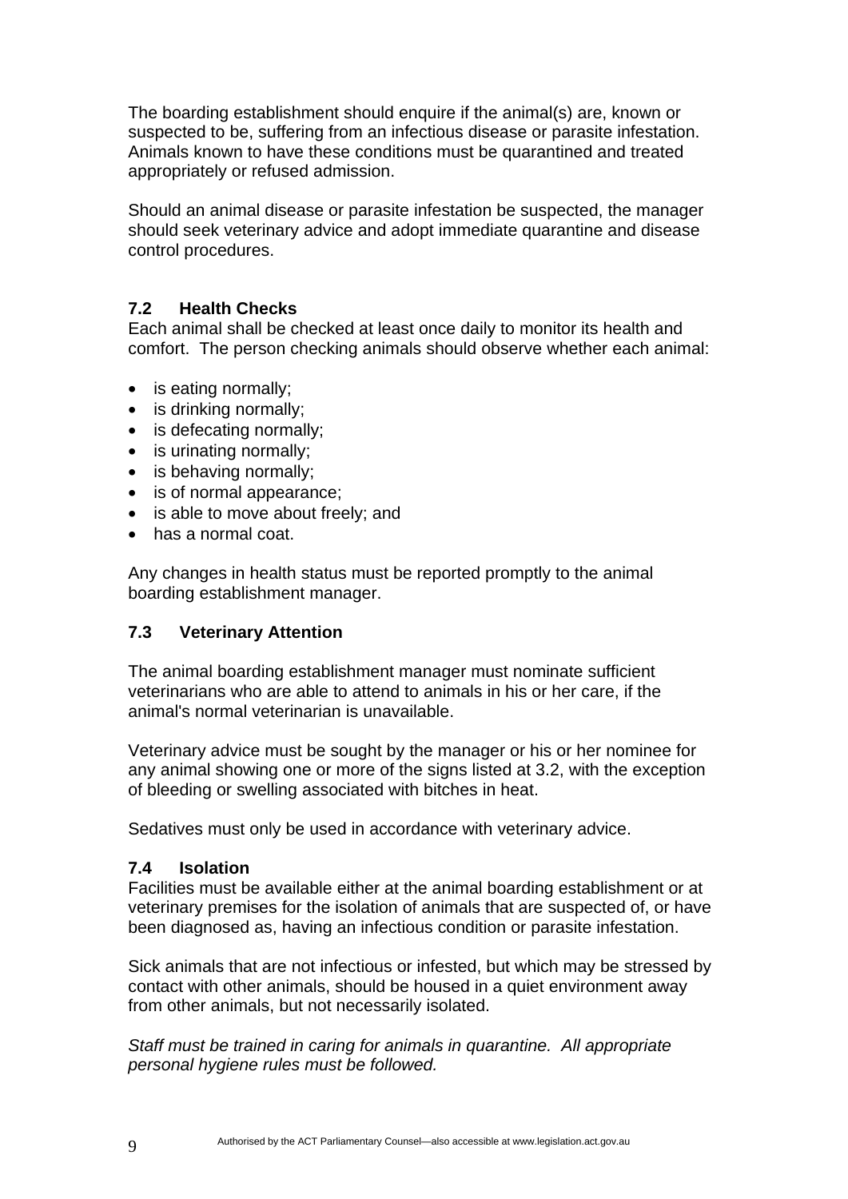The boarding establishment should enquire if the animal(s) are, known or suspected to be, suffering from an infectious disease or parasite infestation. Animals known to have these conditions must be quarantined and treated appropriately or refused admission.

Should an animal disease or parasite infestation be suspected, the manager should seek veterinary advice and adopt immediate quarantine and disease control procedures.

### 7.2 Health Checks

Each animal shall be checked at least once daily to monitor its health and comfort. The person checking animals should observe whether each animal:

- is eating normally;
- is drinking normally;
- is defecating normally;
- is urinating normally;
- is behaving normally;
- is of normal appearance;
- is able to move about freely; and
- has a normal coat.

Any changes in health status must be reported promptly to the animal boarding establishment manager.

### 7.3 Veterinary Attention

The animal boarding establishment manager must nominate sufficient veterinarians who are able to attend to animals in his or her care, if the animal's normal veterinarian is unavailable.

Veterinary advice must be sought by the manager or his or her nominee for any animal showing one or more of the signs listed at 3.2, with the exception of bleeding or swelling associated with bitches in heat.

Sedatives must only be used in accordance with veterinary advice.

### 7.4 Isolation

Facilities must be available either at the animal boarding establishment or at veterinary premises for the isolation of animals that are suspected of, or have been diagnosed as, having an infectious condition or parasite infestation.

Sick animals that are not infectious or infested, but which may be stressed by contact with other animals, should be housed in a quiet environment away from other animals, but not necessarily isolated.

*Staff must be trained in caring for animals in quarantine. All appropriate personal hygiene rules must be followed.*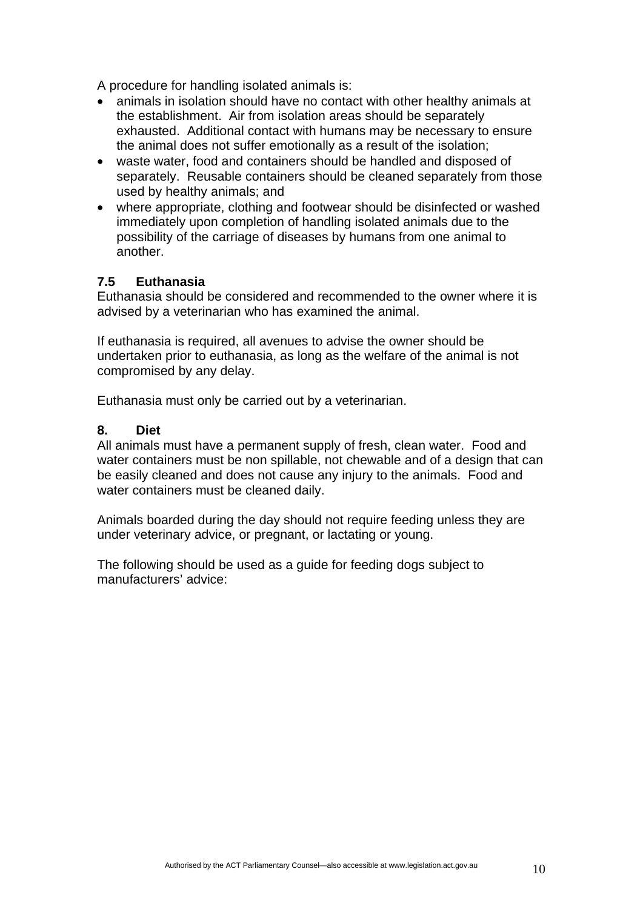A procedure for handling isolated animals is:

- animals in isolation should have no contact with other healthy animals at the establishment. Air from isolation areas should be separately exhausted. Additional contact with humans may be necessary to ensure the animal does not suffer emotionally as a result of the isolation;
- waste water, food and containers should be handled and disposed of separately. Reusable containers should be cleaned separately from those used by healthy animals; and
- where appropriate, clothing and footwear should be disinfected or washed immediately upon completion of handling isolated animals due to the possibility of the carriage of diseases by humans from one animal to another.

### 7.5 Euthanasia

Euthanasia should be considered and recommended to the owner where it is advised by a veterinarian who has examined the animal.

If euthanasia is required, all avenues to advise the owner should be undertaken prior to euthanasia, as long as the welfare of the animal is not compromised by any delay.

Euthanasia must only be carried out by a veterinarian.

## 8. Diet

All animals must have a permanent supply of fresh, clean water. Food and water containers must be non spillable, not chewable and of a design that can be easily cleaned and does not cause any injury to the animals. Food and water containers must be cleaned daily.

Animals boarded during the day should not require feeding unless they are under veterinary advice, or pregnant, or lactating or young.

The following should be used as a guide for feeding dogs subject to manufacturers' advice: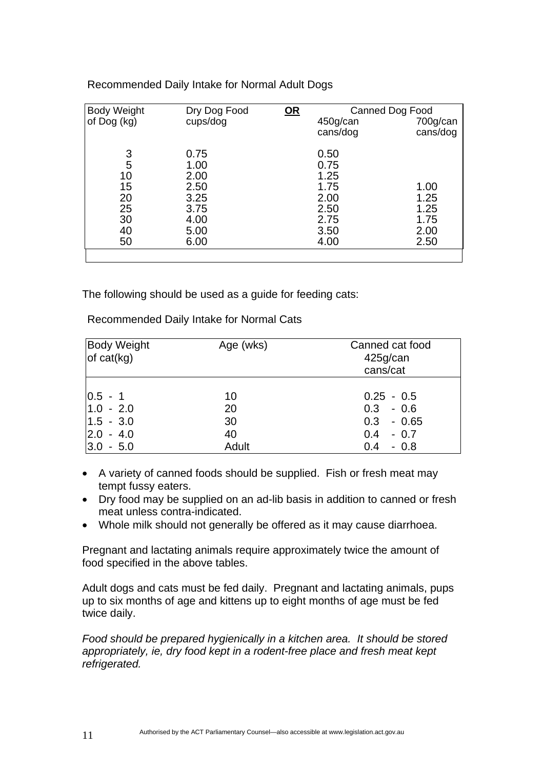Recommended Daily Intake for Normal Adult Dogs

| Body Weight of Dog (kg) | Dry Dog Food cups/dog | **OR** | Canned Dog Food 450g/can cans/dog | Canned Dog Food 700g/can cans/dog |
|---|---|---|---|---|
| 3 | 0.75 | | 0.50 | |
| 5 | 1.00 | | 0.75 | |
| 10 | 2.00 | | 1.25 | |
| 15 | 2.50 | | 1.75 | 1.00 |
| 20 | 3.25 | | 2.00 | 1.25 |
| 25 | 3.75 | | 2.50 | 1.25 |
| 30 | 4.00 | | 2.75 | 1.75 |
| 40 | 5.00 | | 3.50 | 2.00 |
| 50 | 6.00 | | 4.00 | 2.50 |

The following should be used as a guide for feeding cats:

Recommended Daily Intake for Normal Cats

| Body Weight of cat(kg) | Age (wks) | Canned cat food 425g/can cans/cat |
|---|---|---|
| 0.5 - 1 | 10 | 0.25 - 0.5 |
| 1.0 - 2.0 | 20 | 0.3 - 0.6 |
| 1.5 - 3.0 | 30 | 0.3 - 0.65 |
| 2.0 - 4.0 | 40 | 0.4 - 0.7 |
| 3.0 - 5.0 | Adult | 0.4 - 0.8 |

- A variety of canned foods should be supplied. Fish or fresh meat may tempt fussy eaters.
- Dry food may be supplied on an ad-lib basis in addition to canned or fresh meat unless contra-indicated.
- Whole milk should not generally be offered as it may cause diarrhoea.

Pregnant and lactating animals require approximately twice the amount of food specified in the above tables.

Adult dogs and cats must be fed daily. Pregnant and lactating animals, pups up to six months of age and kittens up to eight months of age must be fed twice daily.

*Food should be prepared hygienically in a kitchen area. It should be stored appropriately, ie, dry food kept in a rodent-free place and fresh meat kept refrigerated.*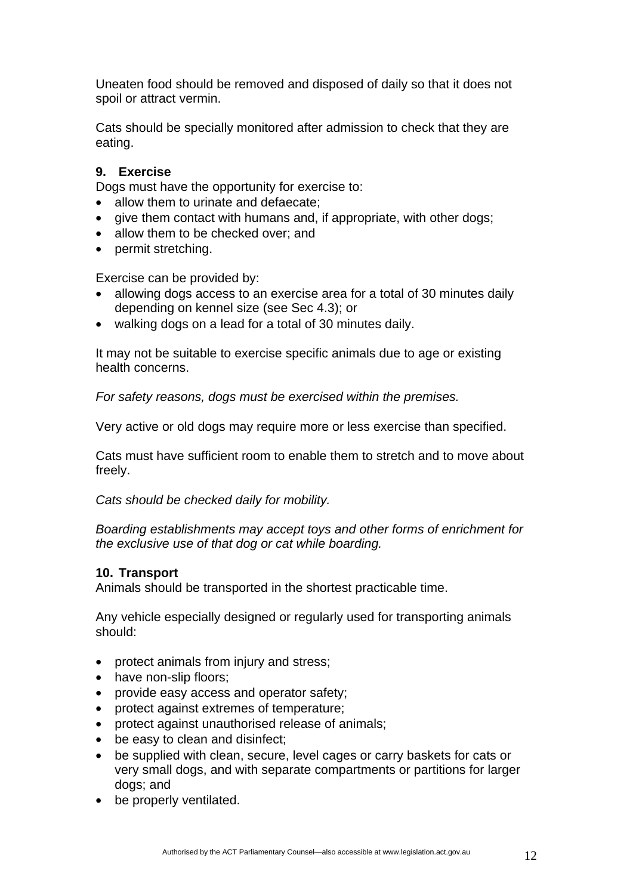Uneaten food should be removed and disposed of daily so that it does not spoil or attract vermin.

Cats should be specially monitored after admission to check that they are eating.

### 9. Exercise

Dogs must have the opportunity for exercise to:

- allow them to urinate and defaecate;
- give them contact with humans and, if appropriate, with other dogs;
- allow them to be checked over; and
- permit stretching.

Exercise can be provided by:

- allowing dogs access to an exercise area for a total of 30 minutes daily depending on kennel size (see Sec 4.3); or
- walking dogs on a lead for a total of 30 minutes daily.

It may not be suitable to exercise specific animals due to age or existing health concerns.

*For safety reasons, dogs must be exercised within the premises.*

Very active or old dogs may require more or less exercise than specified.

Cats must have sufficient room to enable them to stretch and to move about freely.

*Cats should be checked daily for mobility.*

*Boarding establishments may accept toys and other forms of enrichment for the exclusive use of that dog or cat while boarding.*

### 10. Transport

Animals should be transported in the shortest practicable time.

Any vehicle especially designed or regularly used for transporting animals should:

- protect animals from injury and stress;
- have non-slip floors;
- provide easy access and operator safety;
- protect against extremes of temperature;
- protect against unauthorised release of animals;
- be easy to clean and disinfect;
- be supplied with clean, secure, level cages or carry baskets for cats or very small dogs, and with separate compartments or partitions for larger dogs; and
- be properly ventilated.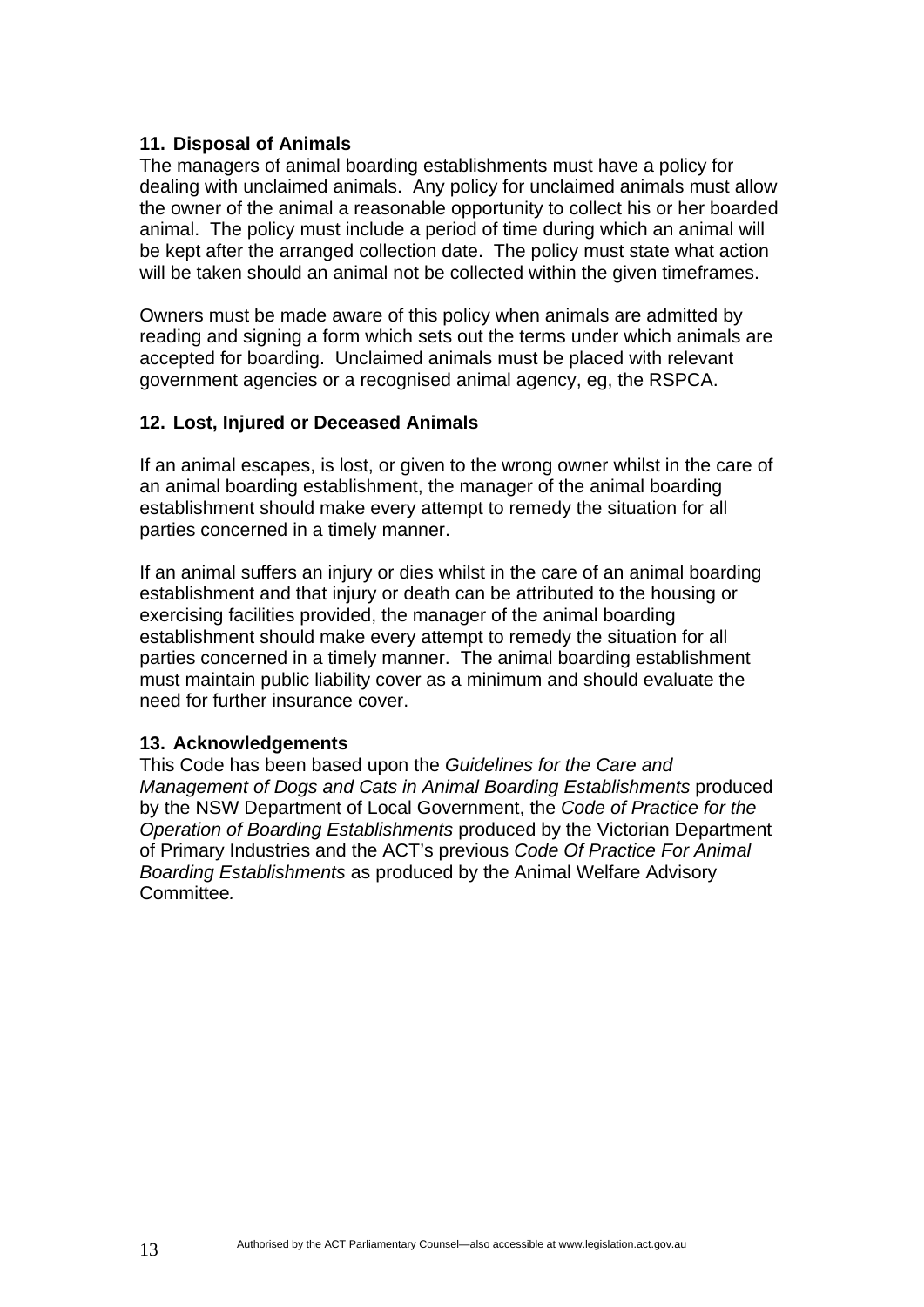## 11. Disposal of Animals

The managers of animal boarding establishments must have a policy for dealing with unclaimed animals. Any policy for unclaimed animals must allow the owner of the animal a reasonable opportunity to collect his or her boarded animal. The policy must include a period of time during which an animal will be kept after the arranged collection date. The policy must state what action will be taken should an animal not be collected within the given timeframes.

Owners must be made aware of this policy when animals are admitted by reading and signing a form which sets out the terms under which animals are accepted for boarding. Unclaimed animals must be placed with relevant government agencies or a recognised animal agency, eg, the RSPCA.

## 12. Lost, Injured or Deceased Animals

If an animal escapes, is lost, or given to the wrong owner whilst in the care of an animal boarding establishment, the manager of the animal boarding establishment should make every attempt to remedy the situation for all parties concerned in a timely manner.

If an animal suffers an injury or dies whilst in the care of an animal boarding establishment and that injury or death can be attributed to the housing or exercising facilities provided, the manager of the animal boarding establishment should make every attempt to remedy the situation for all parties concerned in a timely manner. The animal boarding establishment must maintain public liability cover as a minimum and should evaluate the need for further insurance cover.

## 13. Acknowledgements

This Code has been based upon the *Guidelines for the Care and Management of Dogs and Cats in Animal Boarding Establishments* produced by the NSW Department of Local Government, the *Code of Practice for the Operation of Boarding Establishments* produced by the Victorian Department of Primary Industries and the ACT's previous *Code Of Practice For Animal Boarding Establishments* as produced by the Animal Welfare Advisory Committee*.*